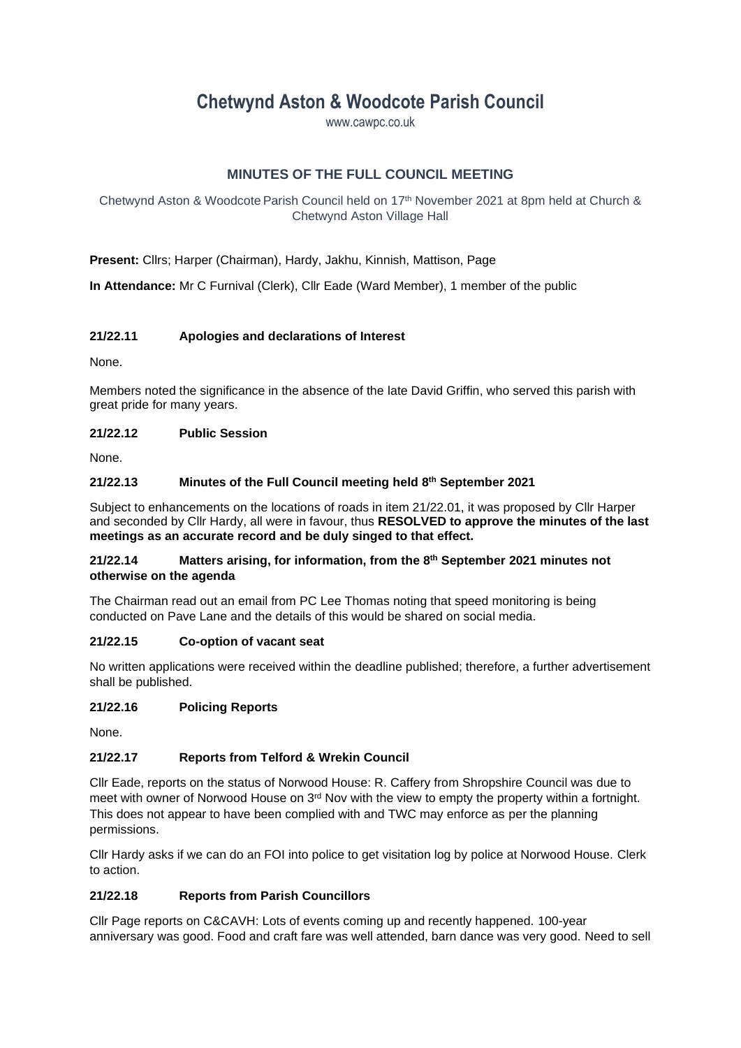# Chetwynd Aston & Woodcote Parish Council

www.cawpc.co.uk

## MINUTES OF THE FULL COUNCIL MEETING

Chetwynd Aston & Woodcote Parish Council held on 17th November 2021 at 8pm held at Church & Chetwynd Aston Village Hall

**Present:** Cllrs; Harper (Chairman), Hardy, Jakhu, Kinnish, Mattison, Page

**In Attendance:** Mr C Furnival (Clerk), Cllr Eade (Ward Member), 1 member of the public

### 21/22.11 Apologies and declarations of Interest

None.

Members noted the significance in the absence of the late David Griffin, who served this parish with great pride for many years.

### 21/22.12 Public Session

None.

### 21/22.13 Minutes of the Full Council meeting held 8th September 2021

Subject to enhancements on the locations of roads in item 21/22.01, it was proposed by Cllr Harper and seconded by Cllr Hardy, all were in favour, thus **RESOLVED to approve the minutes of the last meetings as an accurate record and be duly singed to that effect.**

### 21/22.14 Matters arising, for information, from the 8th September 2021 minutes not otherwise on the agenda

The Chairman read out an email from PC Lee Thomas noting that speed monitoring is being conducted on Pave Lane and the details of this would be shared on social media.

### 21/22.15 Co-option of vacant seat

No written applications were received within the deadline published; therefore, a further advertisement shall be published.

### 21/22.16 Policing Reports

None.

### 21/22.17 Reports from Telford & Wrekin Council

Cllr Eade, reports on the status of Norwood House: R. Caffery from Shropshire Council was due to meet with owner of Norwood House on 3rd Nov with the view to empty the property within a fortnight. This does not appear to have been complied with and TWC may enforce as per the planning permissions.

Cllr Hardy asks if we can do an FOI into police to get visitation log by police at Norwood House. Clerk to action.

### 21/22.18 Reports from Parish Councillors

Cllr Page reports on C&CAVH: Lots of events coming up and recently happened. 100-year anniversary was good. Food and craft fare was well attended, barn dance was very good. Need to sell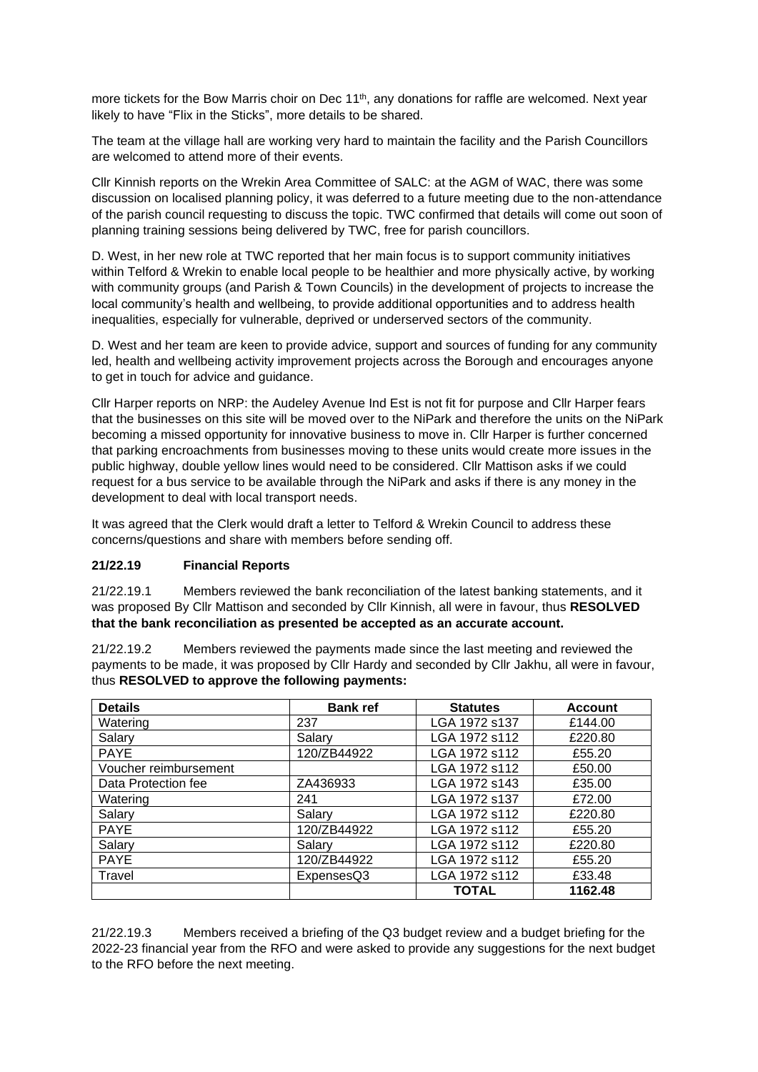more tickets for the Bow Marris choir on Dec 11th, any donations for raffle are welcomed. Next year likely to have "Flix in the Sticks", more details to be shared.

The team at the village hall are working very hard to maintain the facility and the Parish Councillors are welcomed to attend more of their events.

Cllr Kinnish reports on the Wrekin Area Committee of SALC: at the AGM of WAC, there was some discussion on localised planning policy, it was deferred to a future meeting due to the non-attendance of the parish council requesting to discuss the topic. TWC confirmed that details will come out soon of planning training sessions being delivered by TWC, free for parish councillors.

D. West, in her new role at TWC reported that her main focus is to support community initiatives within Telford & Wrekin to enable local people to be healthier and more physically active, by working with community groups (and Parish & Town Councils) in the development of projects to increase the local community's health and wellbeing, to provide additional opportunities and to address health inequalities, especially for vulnerable, deprived or underserved sectors of the community.

D. West and her team are keen to provide advice, support and sources of funding for any community led, health and wellbeing activity improvement projects across the Borough and encourages anyone to get in touch for advice and guidance.

Cllr Harper reports on NRP: the Audeley Avenue Ind Est is not fit for purpose and Cllr Harper fears that the businesses on this site will be moved over to the NiPark and therefore the units on the NiPark becoming a missed opportunity for innovative business to move in. Cllr Harper is further concerned that parking encroachments from businesses moving to these units would create more issues in the public highway, double yellow lines would need to be considered. Cllr Mattison asks if we could request for a bus service to be available through the NiPark and asks if there is any money in the development to deal with local transport needs.

It was agreed that the Clerk would draft a letter to Telford & Wrekin Council to address these concerns/questions and share with members before sending off.

**21/22.19 Financial Reports**

21/22.19.1 Members reviewed the bank reconciliation of the latest banking statements, and it was proposed By Cllr Mattison and seconded by Cllr Kinnish, all were in favour, thus **RESOLVED that the bank reconciliation as presented be accepted as an accurate account.**

21/22.19.2 Members reviewed the payments made since the last meeting and reviewed the payments to be made, it was proposed by Cllr Hardy and seconded by Cllr Jakhu, all were in favour, thus **RESOLVED to approve the following payments:**

| Details | Bank ref | Statutes | Account |
|---|---|---|---|
| Watering | 237 | LGA 1972 s137 | £144.00 |
| Salary | Salary | LGA 1972 s112 | £220.80 |
| PAYE | 120/ZB44922 | LGA 1972 s112 | £55.20 |
| Voucher reimbursement | | LGA 1972 s112 | £50.00 |
| Data Protection fee | ZA436933 | LGA 1972 s143 | £35.00 |
| Watering | 241 | LGA 1972 s137 | £72.00 |
| Salary | Salary | LGA 1972 s112 | £220.80 |
| PAYE | 120/ZB44922 | LGA 1972 s112 | £55.20 |
| Salary | Salary | LGA 1972 s112 | £220.80 |
| PAYE | 120/ZB44922 | LGA 1972 s112 | £55.20 |
| Travel | ExpensesQ3 | LGA 1972 s112 | £33.48 |
| | | **TOTAL** | **1162.48** |

21/22.19.3 Members received a briefing of the Q3 budget review and a budget briefing for the 2022-23 financial year from the RFO and were asked to provide any suggestions for the next budget to the RFO before the next meeting.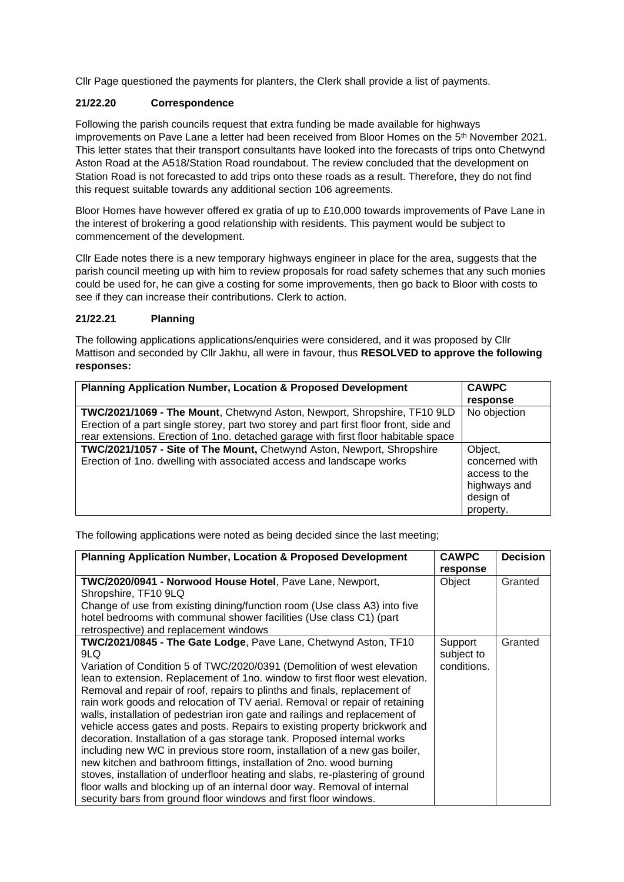Cllr Page questioned the payments for planters, the Clerk shall provide a list of payments.

### 21/22.20 Correspondence

Following the parish councils request that extra funding be made available for highways improvements on Pave Lane a letter had been received from Bloor Homes on the 5th November 2021. This letter states that their transport consultants have looked into the forecasts of trips onto Chetwynd Aston Road at the A518/Station Road roundabout. The review concluded that the development on Station Road is not forecasted to add trips onto these roads as a result. Therefore, they do not find this request suitable towards any additional section 106 agreements.

Bloor Homes have however offered ex gratia of up to £10,000 towards improvements of Pave Lane in the interest of brokering a good relationship with residents. This payment would be subject to commencement of the development.

Cllr Eade notes there is a new temporary highways engineer in place for the area, suggests that the parish council meeting up with him to review proposals for road safety schemes that any such monies could be used for, he can give a costing for some improvements, then go back to Bloor with costs to see if they can increase their contributions. Clerk to action.

### 21/22.21 Planning

The following applications applications/enquiries were considered, and it was proposed by Cllr Mattison and seconded by Cllr Jakhu, all were in favour, thus **RESOLVED to approve the following responses:**

| Planning Application Number, Location & Proposed Development | CAWPC response |
|---|---|
| **TWC/2021/1069 - The Mount**, Chetwynd Aston, Newport, Shropshire, TF10 9LD Erection of a part single storey, part two storey and part first floor front, side and rear extensions. Erection of 1no. detached garage with first floor habitable space | No objection |
| **TWC/2021/1057 - Site of The Mount,** Chetwynd Aston, Newport, Shropshire Erection of 1no. dwelling with associated access and landscape works | Object, concerned with access to the highways and design of property. |

The following applications were noted as being decided since the last meeting;

| Planning Application Number, Location & Proposed Development | CAWPC response | Decision |
|---|---|---|
| **TWC/2020/0941 - Norwood House Hotel**, Pave Lane, Newport, Shropshire, TF10 9LQ Change of use from existing dining/function room (Use class A3) into five hotel bedrooms with communal shower facilities (Use class C1) (part retrospective) and replacement windows | Object | Granted |
| **TWC/2021/0845 - The Gate Lodge**, Pave Lane, Chetwynd Aston, TF10 9LQ Variation of Condition 5 of TWC/2020/0391 (Demolition of west elevation lean to extension. Replacement of 1no. window to first floor west elevation. Removal and repair of roof, repairs to plinths and finals, replacement of rain work goods and relocation of TV aerial. Removal or repair of retaining walls, installation of pedestrian iron gate and railings and replacement of vehicle access gates and posts. Repairs to existing property brickwork and decoration. Installation of a gas storage tank. Proposed internal works including new WC in previous store room, installation of a new gas boiler, new kitchen and bathroom fittings, installation of 2no. wood burning stoves, installation of underfloor heating and slabs, re-plastering of ground floor walls and blocking up of an internal door way. Removal of internal security bars from ground floor windows and first floor windows. | Support subject to conditions. | Granted |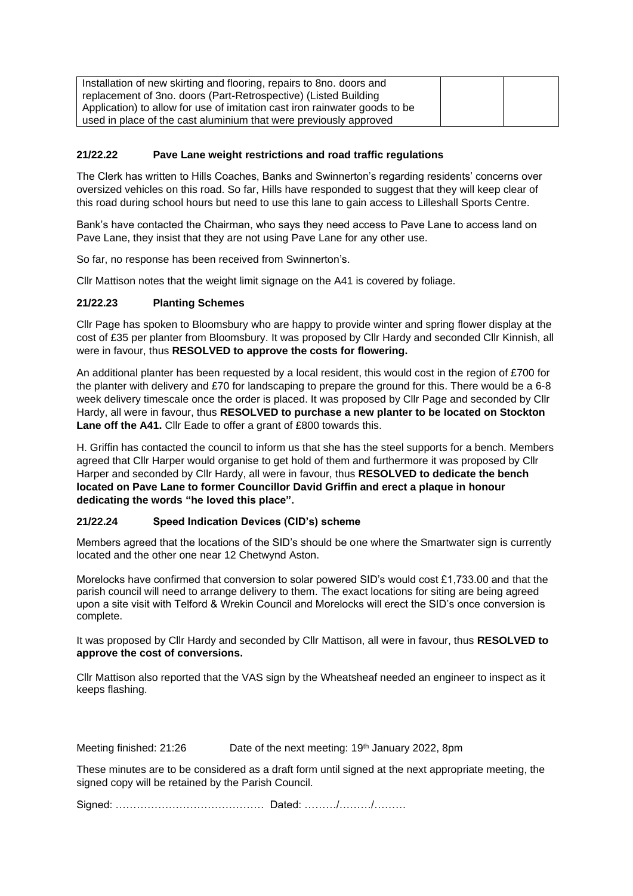| | | |
|---|---|---|
| Installation of new skirting and flooring, repairs to 8no. doors and replacement of 3no. doors (Part-Retrospective) (Listed Building Application) to allow for use of imitation cast iron rainwater goods to be used in place of the cast aluminium that were previously approved | | |

### 21/22.22 Pave Lane weight restrictions and road traffic regulations

The Clerk has written to Hills Coaches, Banks and Swinnerton's regarding residents' concerns over oversized vehicles on this road. So far, Hills have responded to suggest that they will keep clear of this road during school hours but need to use this lane to gain access to Lilleshall Sports Centre.

Bank's have contacted the Chairman, who says they need access to Pave Lane to access land on Pave Lane, they insist that they are not using Pave Lane for any other use.

So far, no response has been received from Swinnerton's.

Cllr Mattison notes that the weight limit signage on the A41 is covered by foliage.

### 21/22.23 Planting Schemes

Cllr Page has spoken to Bloomsbury who are happy to provide winter and spring flower display at the cost of £35 per planter from Bloomsbury. It was proposed by Cllr Hardy and seconded Cllr Kinnish, all were in favour, thus **RESOLVED to approve the costs for flowering.**

An additional planter has been requested by a local resident, this would cost in the region of £700 for the planter with delivery and £70 for landscaping to prepare the ground for this. There would be a 6-8 week delivery timescale once the order is placed. It was proposed by Cllr Page and seconded by Cllr Hardy, all were in favour, thus **RESOLVED to purchase a new planter to be located on Stockton Lane off the A41.** Cllr Eade to offer a grant of £800 towards this.

H. Griffin has contacted the council to inform us that she has the steel supports for a bench. Members agreed that Cllr Harper would organise to get hold of them and furthermore it was proposed by Cllr Harper and seconded by Cllr Hardy, all were in favour, thus **RESOLVED to dedicate the bench located on Pave Lane to former Councillor David Griffin and erect a plaque in honour dedicating the words "he loved this place".**

### 21/22.24 Speed Indication Devices (CID's) scheme

Members agreed that the locations of the SID's should be one where the Smartwater sign is currently located and the other one near 12 Chetwynd Aston.

Morelocks have confirmed that conversion to solar powered SID's would cost £1,733.00 and that the parish council will need to arrange delivery to them. The exact locations for siting are being agreed upon a site visit with Telford & Wrekin Council and Morelocks will erect the SID's once conversion is complete.

It was proposed by Cllr Hardy and seconded by Cllr Mattison, all were in favour, thus **RESOLVED to approve the cost of conversions.**

Cllr Mattison also reported that the VAS sign by the Wheatsheaf needed an engineer to inspect as it keeps flashing.

Meeting finished: 21:26 Date of the next meeting: 19th January 2022, 8pm

These minutes are to be considered as a draft form until signed at the next appropriate meeting, the signed copy will be retained by the Parish Council.

Signed: …………………………………… Dated: ………/………/………